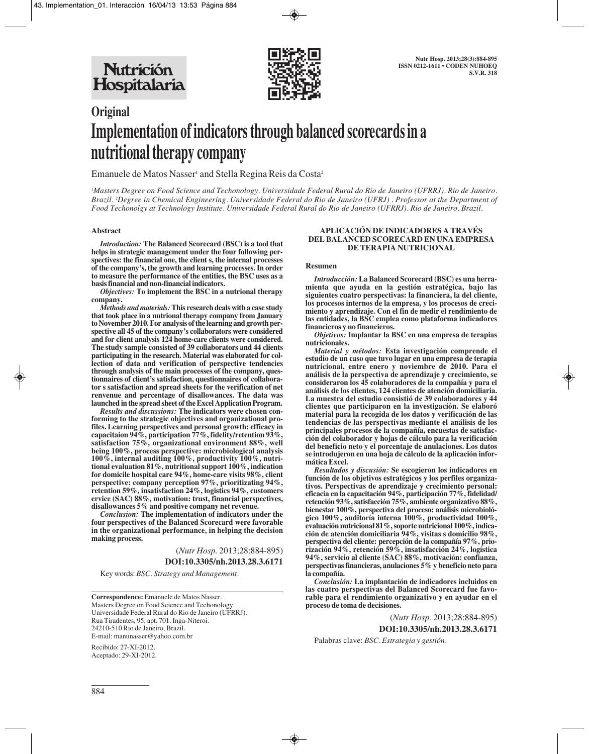# Original

# Implementation of indicators through balanced scorecards in a nutritional therapy company

Emanuele de Matos Nasser[1] and Stella Regina Reis da Costa[2]

*[1]Masters Degree on Food Science and Techonology. Universidade Federal Rural do Rio de Janeiro (UFRRJ). Rio de Janeiro. Brazil. [2]Degree in Chemical Engineering. Universidade Federal do Rio de Janeiro (UFRJ). Professor at the Department of Food Techonolgy at Technology Institute. Universidade Federal Rural do Rio de Janeiro (UFRRJ). Rio de Janeiro. Brazil.*

## Abstract

***Introduction:*** **The Balanced Scorecard (BSC) is a tool that helps in strategic management under the four following perspectives: the financial one, the client s, the internal processes of the company's, the growth and learning processes. In order to measure the performance of the entities, the BSC uses as a basis financial and non-financial indicators.**

***Objectives:*** **To implement the BSC in a nutrional therapy company.**

***Methods and materials:*** **This research deals with a case study that took place in a nutrional therapy company from January to November 2010. For analysis of the learning and growth perspective all 45 of the company's collaborators were considered and for client analysis 124 home-care clients were considered. The study sample consisted of 39 collaborators and 44 clients participating in the research. Material was elaborated for collection of data and verification of perspective tendencies through analysis of the main processes of the company, questionnaires of client's satisfaction, questionnaires of collaborator s satisfaction and spread sheets for the verification of net renvenue and percentage of disallowances. The data was launched in the spread sheet of the Excel Application Program.**

***Results and discussions:*** **The indicators were chosen conforming to the strategic objectives and organizational profiles. Learning perspectives and personal growth: efficacy in capacitaion 94%, participation 77%, fidelity/retention 93%, satisfaction 75%, organizational environment 88%, well being 100%, process perspective: microbiological analysis 100%, internal auditing 100%, productivity 100%, nutritional evaluation 81%, nutritional support 100%, indication for domicile hospital care 94%, home-care visits 98%, client perspective: company perception 97%, prioritizating 94%, retention 59%, insatisfaction 24%, logistics 94%, customers ervice (SAC) 88%, motivation: trust, financial perspectives, disallowances 5% and positive company net revenue.**

***Conclusion:*** **The implementation of indicators under the four perspectives of the Balanced Scorecard were favorable in the organizational performance, in helping the decision making process.**

(*Nutr Hosp.* 2013;28:884-895)

**DOI:10.3305/nh.2013.28.3.6171**

Key words: *BSC. Strategy and Management.*

## APLICACIÓN DE INDICADORES A TRAVÉS DEL BALANCED SCORECARD EN UNA EMPRESA DE TERAPIA NUTRICIONAL

### Resumen

***Introducción:*** **La Balanced Scorecard (BSC) es una herramienta que ayuda en la gestión estratégica, bajo las siguientes cuatro perspectivas: la financiera, la del cliente, los procesos internos de la empresa, y los procesos de crecimiento y aprendizaje. Con el fin de medir el rendimiento de las entidades, la BSC emplea como plataforma indicadores financieros y no financieros.**

***Objetivos:*** **Implantar la BSC en una empresa de terapias nutricionales.**

***Material y métodos:*** **Esta investigación comprende el estudio de un caso que tuvo lugar en una empresa de terapia nutricional, entre enero y noviembre de 2010. Para el análisis de la perspectiva de aprendizaje y crecimiento, se consideraron los 45 colaboradores de la compañía y para el análisis de los clientes, 124 clientes de atención domiciliaria. La muestra del estudio consistió de 39 colaboradores y 44 clientes que participaron en la investigación. Se elaboró material para la recogida de los datos y verificación de las tendencias de las perspectivas mediante el análisis de los principales procesos de la compañía, encuestas de satisfacción del colaborador y hojas de cálculo para la verificación del beneficio neto y el porcentaje de anulaciones. Los datos se introdujeron en una hoja de cálculo de la aplicación informática Excel.**

***Resultados y discusión:*** **Se escogieron los indicadores en función de los objetivos estratégicos y los perfiles organizativos. Perspectivas de aprendizaje y crecimiento personal: eficacia en la capacitación 94%, participación 77%, fidelidad/retención 93%, satisfacción 75%, ambiente organizativo 88%, bienestar 100%, perspectiva del proceso: análisis microbiológico 100%, auditoría interna 100%, productividad 100%, evaluación nutricional 81%, soporte nutricional 100%, indicación de atención domiciliaria 94%, visitas s domicilio 98%, perspectiva del cliente: percepción de la compañía 97%, priorización 94%, retención 59%, insatisfacción 24%, logística 94%, servicio al cliente (SAC) 88%, motivación: confianza, perspectivas financieras, anulaciones 5% y beneficio neto para la compañía.**

***Conclusión:*** **La implantación de indicadores incluidos en las cuatro perspectivas del Balanced Scorecard fue favorable para el rendimiento organizativo y en ayudar en el proceso de toma de decisiones.**

(*Nutr Hosp.* 2013;28:884-895)

**DOI:10.3305/nh.2013.28.3.6171**

Palabras clave: *BSC. Estrategia y gestión.*

---

**Correspondence:** Emanuele de Matos Nasser.
Masters Degree on Food Science and Techonology.
Universidade Federal Rural do Rio de Janeiro (UFRRJ).
Rua Tiradentes, 95, apt. 701. Inga-Niteroi.
24210-510 Rio de Janeiro, Brazil.
E-mail: manunasser@yahoo.com.br

Recibido: 27-XI-2012.
Aceptado: 29-XI-2012.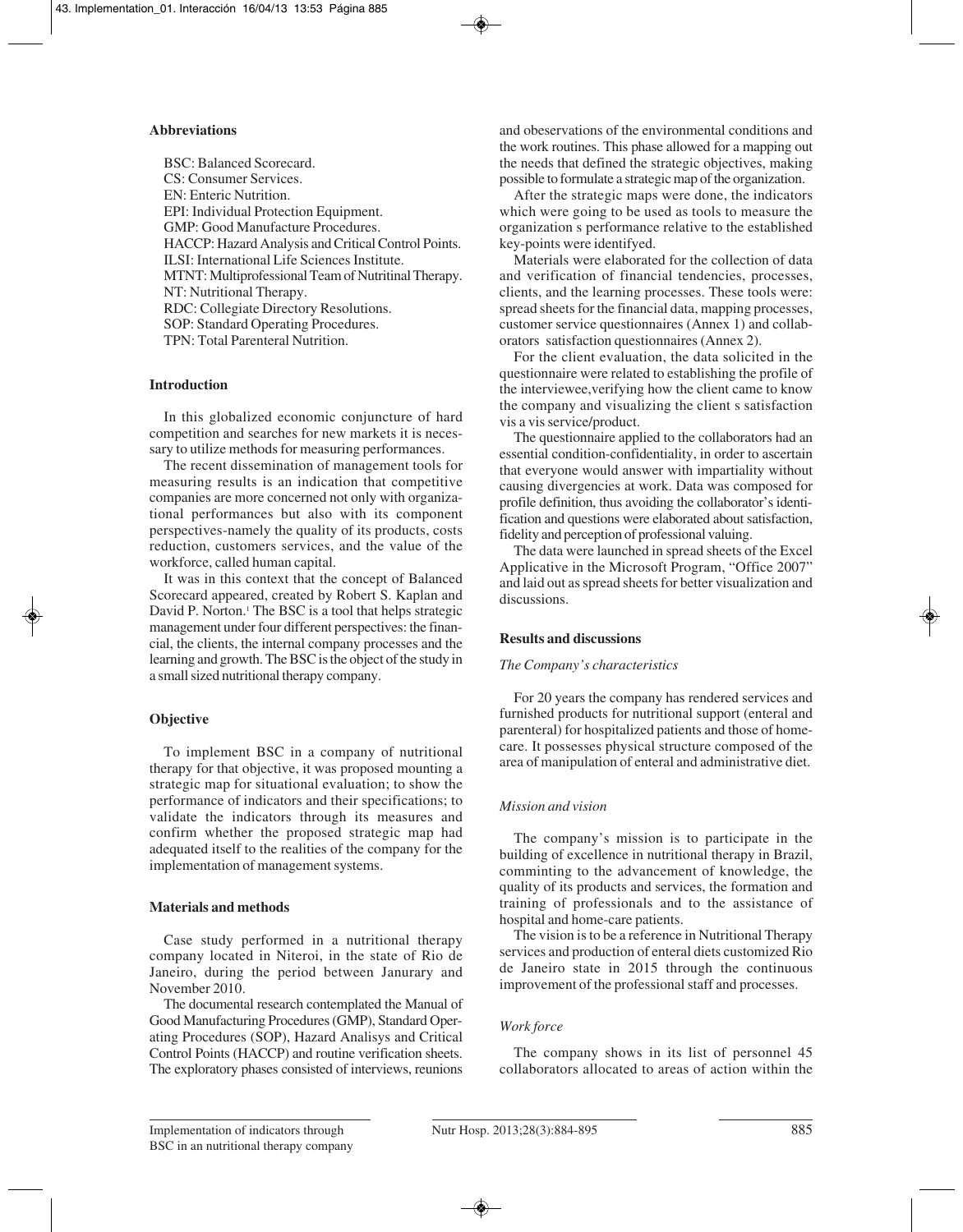### Abbreviations

BSC: Balanced Scorecard.
CS: Consumer Services.
EN: Enteric Nutrition.
EPI: Individual Protection Equipment.
GMP: Good Manufacture Procedures.
HACCP: Hazard Analysis and Critical Control Points.
ILSI: International Life Sciences Institute.
MTNT: Multiprofessional Team of Nutritinal Therapy.
NT: Nutritional Therapy.
RDC: Collegiate Directory Resolutions.
SOP: Standard Operating Procedures.
TPN: Total Parenteral Nutrition.

### Introduction

In this globalized economic conjuncture of hard competition and searches for new markets it is necessary to utilize methods for measuring performances.

The recent dissemination of management tools for measuring results is an indication that competitive companies are more concerned not only with organizational performances but also with its component perspectives-namely the quality of its products, costs reduction, customers services, and the value of the workforce, called human capital.

It was in this context that the concept of Balanced Scorecard appeared, created by Robert S. Kaplan and David P. Norton.[1] The BSC is a tool that helps strategic management under four different perspectives: the financial, the clients, the internal company processes and the learning and growth. The BSC is the object of the study in a small sized nutritional therapy company.

### Objective

To implement BSC in a company of nutritional therapy for that objective, it was proposed mounting a strategic map for situational evaluation; to show the performance of indicators and their specifications; to validate the indicators through its measures and confirm whether the proposed strategic map had adequated itself to the realities of the company for the implementation of management systems.

### Materials and methods

Case study performed in a nutritional therapy company located in Niteroi, in the state of Rio de Janeiro, during the period between Janurary and November 2010.

The documental research contemplated the Manual of Good Manufacturing Procedures (GMP), Standard Operating Procedures (SOP), Hazard Analisys and Critical Control Points (HACCP) and routine verification sheets. The exploratory phases consisted of interviews, reunions and obeservations of the environmental conditions and the work routines. This phase allowed for a mapping out the needs that defined the strategic objectives, making possible to formulate a strategic map of the organization.

After the strategic maps were done, the indicators which were going to be used as tools to measure the organization s performance relative to the established key-points were identifyed.

Materials were elaborated for the collection of data and verification of financial tendencies, processes, clients, and the learning processes. These tools were: spread sheets for the financial data, mapping processes, customer service questionnaires (Annex 1) and collaborators satisfaction questionnaires (Annex 2).

For the client evaluation, the data solicited in the questionnaire were related to establishing the profile of the interviewee,verifying how the client came to know the company and visualizing the client s satisfaction vis a vis service/product.

The questionnaire applied to the collaborators had an essential condition-confidentiality, in order to ascertain that everyone would answer with impartiality without causing divergencies at work. Data was composed for profile definition, thus avoiding the collaborator's identification and questions were elaborated about satisfaction, fidelity and perception of professional valuing.

The data were launched in spread sheets of the Excel Applicative in the Microsoft Program, "Office 2007" and laid out as spread sheets for better visualization and discussions.

### Results and discussions

#### *The Company's characteristics*

For 20 years the company has rendered services and furnished products for nutritional support (enteral and parenteral) for hospitalized patients and those of home-care. It possesses physical structure composed of the area of manipulation of enteral and administrative diet.

#### *Mission and vision*

The company's mission is to participate in the building of excellence in nutritional therapy in Brazil, comminting to the advancement of knowledge, the quality of its products and services, the formation and training of professionals and to the assistance of hospital and home-care patients.

The vision is to be a reference in Nutritional Therapy services and production of enteral diets customized Rio de Janeiro state in 2015 through the continuous improvement of the professional staff and processes.

#### *Work force*

The company shows in its list of personnel 45 collaborators allocated to areas of action within the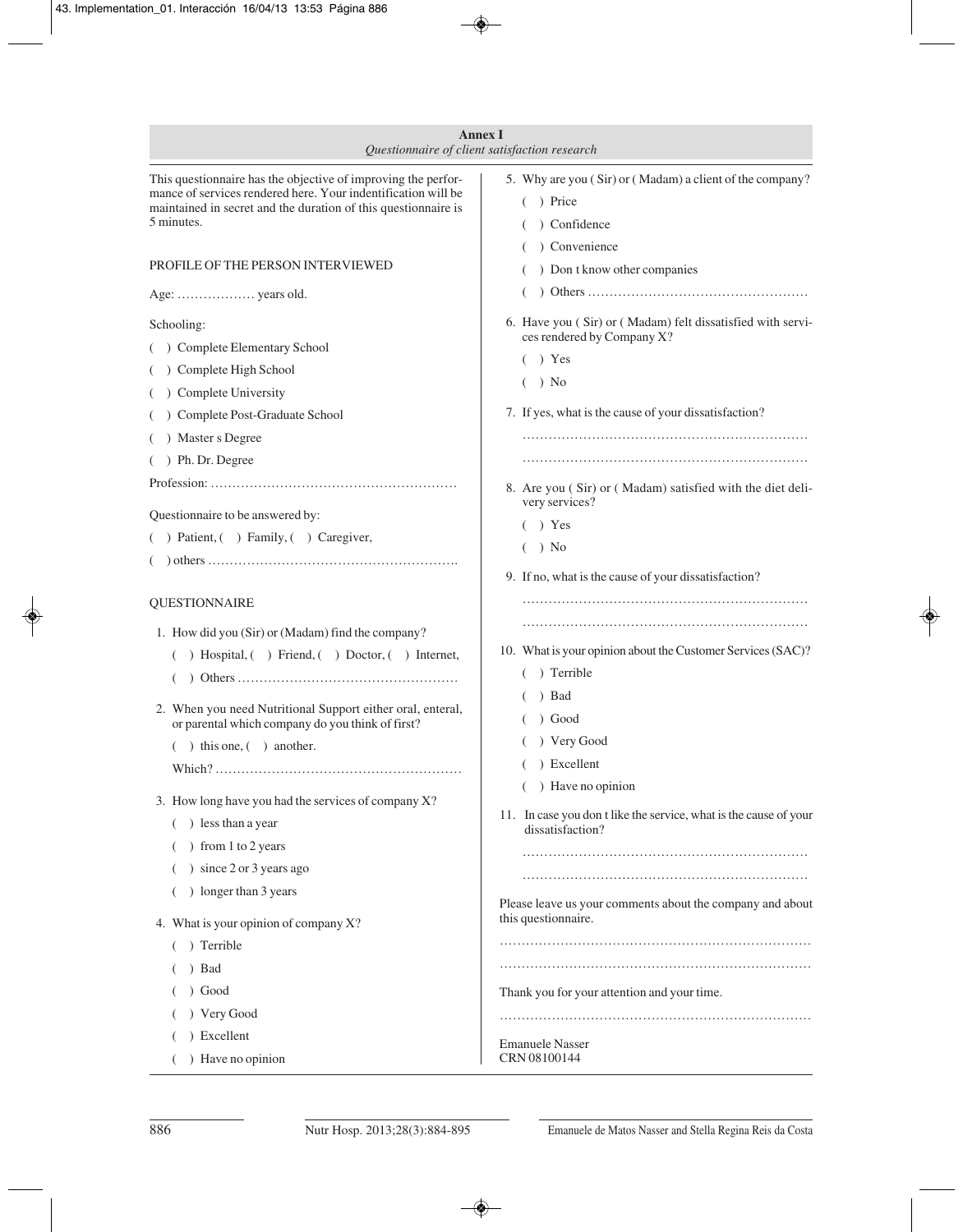## Annex I

*Questionnaire of client satisfaction research*

This questionnaire has the objective of improving the performance of services rendered here. Your indentification will be maintained in secret and the duration of this questionnaire is 5 minutes.

PROFILE OF THE PERSON INTERVIEWED

Age: ……………… years old.

Schooling:

( ) Complete Elementary School

( ) Complete High School

( ) Complete University

( ) Complete Post-Graduate School

( ) Master s Degree

( ) Ph. Dr. Degree

Profession: …………………………………………………

Questionnaire to be answered by:

( ) Patient, ( ) Family, ( ) Caregiver,

( ) others ………………………………………………….

QUESTIONNAIRE

1. How did you (Sir) or (Madam) find the company?

   ( ) Hospital, ( ) Friend, ( ) Doctor, ( ) Internet,

   ( ) Others ……………………………………………

2. When you need Nutritional Support either oral, enteral, or parental which company do you think of first?

   ( ) this one, ( ) another.

   Which? …………………………………………………

3. How long have you had the services of company X?

   ( ) less than a year

   ( ) from 1 to 2 years

   ( ) since 2 or 3 years ago

   ( ) longer than 3 years

4. What is your opinion of company X?

   ( ) Terrible

   ( ) Bad

   ( ) Good

   ( ) Very Good

   ( ) Excellent

   ( ) Have no opinion

5. Why are you ( Sir) or ( Madam) a client of the company?

   ( ) Price

   ( ) Confidence

   ( ) Convenience

   ( ) Don t know other companies

   ( ) Others ……………………………………………

6. Have you ( Sir) or ( Madam) felt dissatisfied with services rendered by Company X?

   ( ) Yes

   ( ) No

7. If yes, what is the cause of your dissatisfaction?

   ……………………………………………………………

   ……………………………………………………………

8. Are you ( Sir) or ( Madam) satisfied with the diet delivery services?

   ( ) Yes

   ( ) No

9. If no, what is the cause of your dissatisfaction?

   ……………………………………………………………

   ……………………………………………………………

10. What is your opinion about the Customer Services (SAC)?

    ( ) Terrible

    ( ) Bad

    ( ) Good

    ( ) Very Good

    ( ) Excellent

    ( ) Have no opinion

11. In case you don t like the service, what is the cause of your dissatisfaction?

    ……………………………………………………………

    ……………………………………………………………

Please leave us your comments about the company and about this questionnaire.

…………………………………………………………………

…………………………………………………………………

Thank you for your attention and your time.

…………………………………………………………………

Emanuele Nasser
CRN 08100144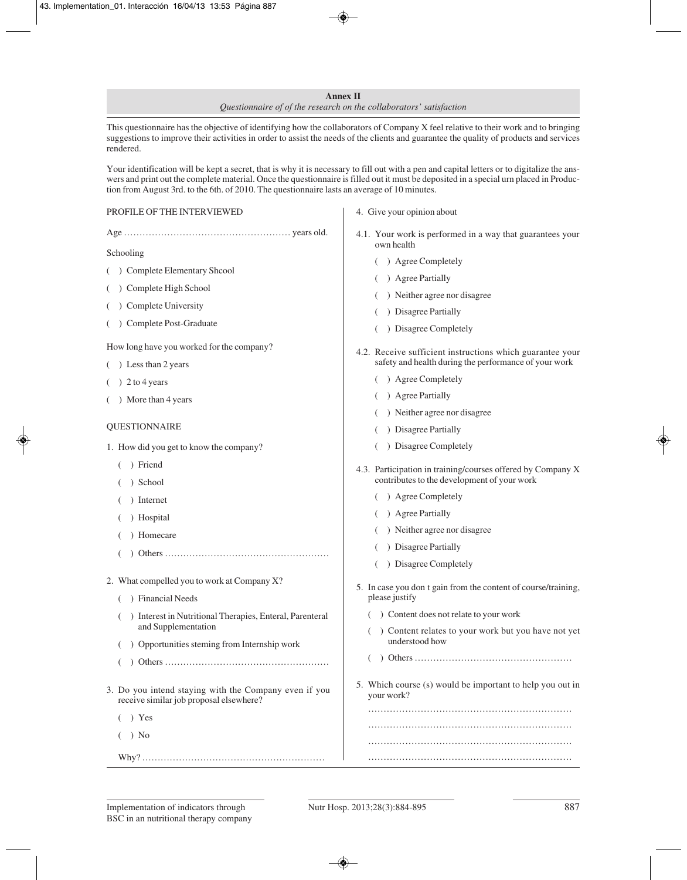## Annex II

*Questionnaire of of the research on the collaborators' satisfaction*

This questionnaire has the objective of identifying how the collaborators of Company X feel relative to their work and to bringing suggestions to improve their activities in order to assist the needs of the clients and guarantee the quality of products and services rendered.

Your identification will be kept a secret, that is why it is necessary to fill out with a pen and capital letters or to digitalize the answers and print out the complete material. Once the questionnaire is filled out it must be deposited in a special urn placed in Production from August 3rd. to the 6th. of 2010. The questionnaire lasts an average of 10 minutes.

PROFILE OF THE INTERVIEWED

Age ………………………………………………… years old.

Schooling

( ) Complete Elementary Shcool

( ) Complete High School

( ) Complete University

( ) Complete Post-Graduate

How long have you worked for the company?

( ) Less than 2 years

( ) 2 to 4 years

( ) More than 4 years

QUESTIONNAIRE

1. How did you get to know the company?

   ( ) Friend

   ( ) School

   ( ) Internet

   ( ) Hospital

   ( ) Homecare

   ( ) Others ………………………………………………

2. What compelled you to work at Company X?

   ( ) Financial Needs

   ( ) Interest in Nutritional Therapies, Enteral, Parenteral and Supplementation

   ( ) Opportunities steming from Internship work

   ( ) Others ………………………………………………

3. Do you intend staying with the Company even if you receive similar job proposal elsewhere?

   ( ) Yes

   ( ) No

   Why? ……………………………………………………

4. Give your opinion about

4.1. Your work is performed in a way that guarantees your own health

   ( ) Agree Completely

   ( ) Agree Partially

   ( ) Neither agree nor disagree

   ( ) Disagree Partially

   ( ) Disagree Completely

4.2. Receive sufficient instructions which guarantee your safety and health during the performance of your work

   ( ) Agree Completely

   ( ) Agree Partially

   ( ) Neither agree nor disagree

   ( ) Disagree Partially

   ( ) Disagree Completely

4.3. Participation in training/courses offered by Company X contributes to the development of your work

   ( ) Agree Completely

   ( ) Agree Partially

   ( ) Neither agree nor disagree

   ( ) Disagree Partially

   ( ) Disagree Completely

5. In case you don t gain from the content of course/training, please justify

   ( ) Content does not relate to your work

   ( ) Content relates to your work but you have not yet understood how

   ( ) Others ……………………………………………

5. Which course (s) would be important to help you out in your work?

   …………………………………………………………
   
   …………………………………………………………
   
   …………………………………………………………
   
   …………………………………………………………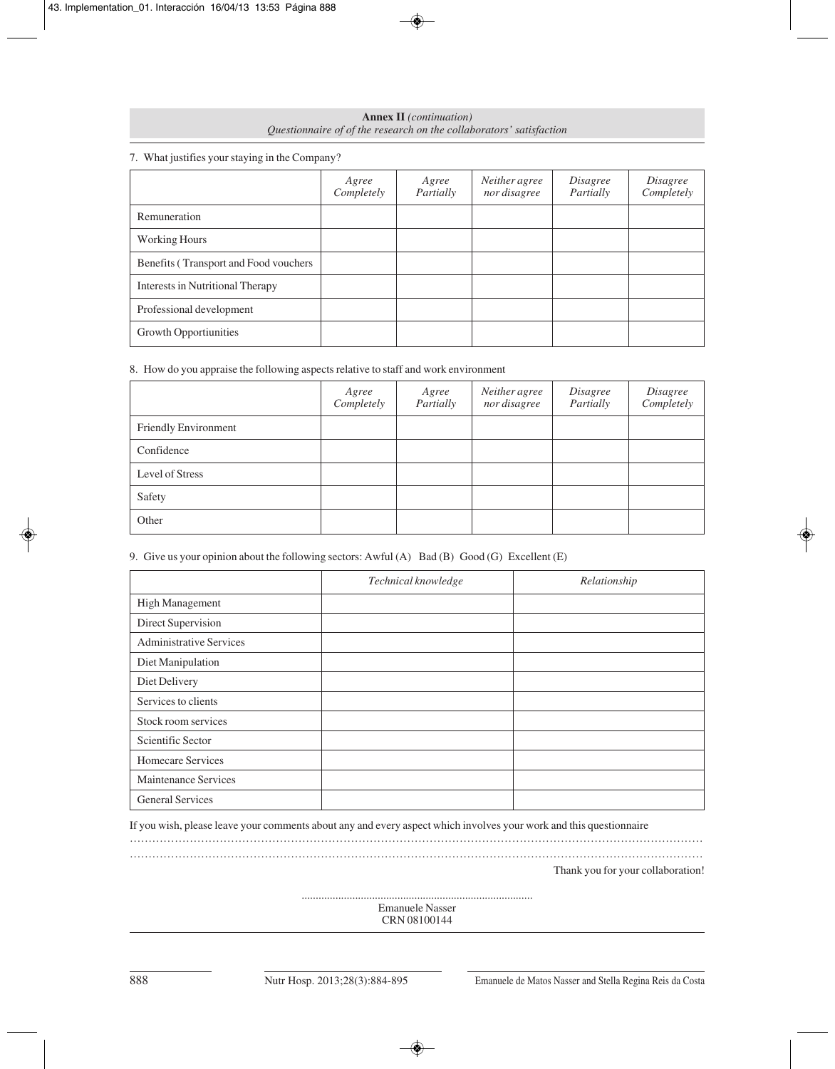**Annex II** *(continuation)*
*Questionnaire of of the research on the collaborators' satisfaction*

7. What justifies your staying in the Company?

| | *Agree Completely* | *Agree Partially* | *Neither agree nor disagree* | *Disagree Partially* | *Disagree Completely* |
|---|---|---|---|---|---|
| Remuneration | | | | | |
| Working Hours | | | | | |
| Benefits ( Transport and Food vouchers | | | | | |
| Interests in Nutritional Therapy | | | | | |
| Professional development | | | | | |
| Growth Opportiunities | | | | | |

8. How do you appraise the following aspects relative to staff and work environment

| | *Agree Completely* | *Agree Partially* | *Neither agree nor disagree* | *Disagree Partially* | *Disagree Completely* |
|---|---|---|---|---|---|
| Friendly Environment | | | | | |
| Confidence | | | | | |
| Level of Stress | | | | | |
| Safety | | | | | |
| Other | | | | | |

9. Give us your opinion about the following sectors: Awful (A) Bad (B) Good (G) Excellent (E)

| | *Technical knowledge* | *Relationship* |
|---|---|---|
| High Management | | |
| Direct Supervision | | |
| Administrative Services | | |
| Diet Manipulation | | |
| Diet Delivery | | |
| Services to clients | | |
| Stock room services | | |
| Scientific Sector | | |
| Homecare Services | | |
| Maintenance Services | | |
| General Services | | |

If you wish, please leave your comments about any and every aspect which involves your work and this questionnaire

……………………………………………………………………………………………………………………………………………

……………………………………………………………………………………………………………………………………………

Thank you for your collaboration!

................................................................................

Emanuele Nasser
CRN 08100144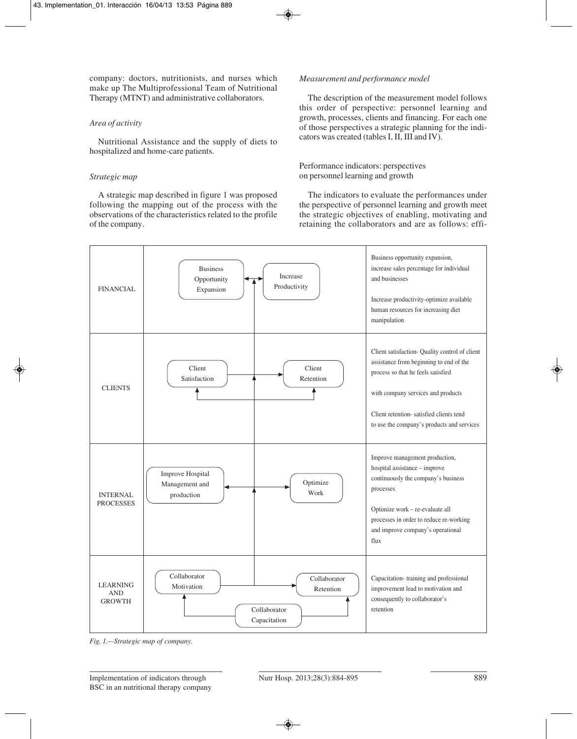company: doctors, nutritionists, and nurses which make up The Multiprofessional Team of Nutritional Therapy (MTNT) and administrative collaborators.

*Area of activity*

Nutritional Assistance and the supply of diets to hospitalized and home-care patients.

*Strategic map*

A strategic map described in figure 1 was proposed following the mapping out of the process with the observations of the characteristics related to the profile of the company.

*Measurement and performance model*

The description of the measurement model follows this order of perspective: personnel learning and growth, processes, clients and financing. For each one of those perspectives a strategic planning for the indicators was created (tables I, II, III and IV).

Performance indicators: perspectives on personnel learning and growth

The indicators to evaluate the performances under the perspective of personnel learning and growth meet the strategic objectives of enabling, motivating and retaining the collaborators and are as follows: effi-

| | | |
|---|---|---|
| FINANCIAL | Business Opportunity Expansion ↔ Increase Productivity | Business opportunity expansion, increase sales percentage for individual and businesses<br><br>Increase productivity-optimize available human resources for increasing diet manipulation |
| CLIENTS | Client Satisfaction → Client Retention | Client satisfaction- Quality control of client assistance from beginning to end of the process so that he feels satisfied<br><br>with company services and products<br><br>Client retention- satisfied clients tend to use the company's products and services |
| INTERNAL PROCESSES | Improve Hospital Management and production ↔ Optimize Work | Improve management production, hospital assistance – improve continuously the company's business processes<br><br>Optimize work – re-evaluate all processes in order to reduce re-working and improve company's operational flux |
| LEARNING AND GROWTH | Collaborator Motivation → Collaborator Retention; Collaborator Capacitation | Capacitation- training and professional improvement lead to motivation and consequently to collaborator's retention |

*Fig. 1.—Strategic map of company.*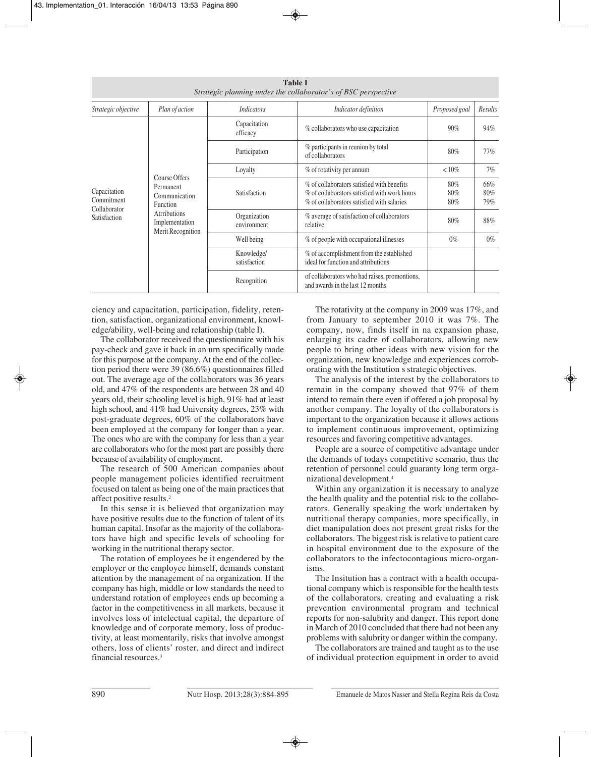**Table I**
*Strategic planning under the collaborator's of BSC perspective*

| *Strategic objective* | *Plan of action* | *Indicators* | *Indicator definition* | *Proposed goal* | *Results* |
|---|---|---|---|---|---|
| Capacitation Commitment Collaborator Satisfaction | Course Offers Permanent Communication Function Atrributions Implementation Merit Recognition | Capacitation efficacy | % collaborators who use capacitation | 90% | 94% |
| | | Participation | % participants in reunion by total of collaborators | 80% | 77% |
| | | Loyalty | % of rotativity per annum | < 10% | 7% |
| | | Satisfaction | % of collaborators satisfied with benefits<br>% of collaborators satisfied with work hours<br>% of collaborators satisfied with salaries | 80%<br>80%<br>80% | 66%<br>80%<br>79% |
| | | Organization environment | % average of satisfaction of collaborators relative | 80% | 88% |
| | | Well being | % of people with occupational illnesses | 0% | 0% |
| | | Knowledge/ satisfaction | % of accomplishment from the established ideal for function and attributions | | |
| | | Recognition | of collaborators who had raises, promontions, and awards in the last 12 months | | |

ciency and capacitation, participation, fidelity, retention, satisfaction, organizational environment, knowledge/ability, well-being and relationship (table I).

The collaborator received the questionnaire with his pay-check and gave it back in an urn specifically made for this purpose at the company. At the end of the collection period there were 39 (86.6%) questionnaires filled out. The average age of the collaborators was 36 years old, and 47% of the respondents are between 28 and 40 years old, their schooling level is high, 91% had at least high school, and 41% had University degrees, 23% with post-graduate degrees, 60% of the collaborators have been employed at the company for longer than a year. The ones who are with the company for less than a year are collaborators who for the most part are possibly there because of availability of employment.

The research of 500 American companies about people management policies identified recruitment focused on talent as being one of the main practices that affect positive results.[2]

In this sense it is believed that organization may have positive results due to the function of talent of its human capital. Insofar as the majority of the collaborators have high and specific levels of schooling for working in the nutritional therapy sector.

The rotation of employees be it engendered by the employer or the employee himself, demands constant attention by the management of na organization. If the company has high, middle or low standards the need to understand rotation of employees ends up becoming a factor in the competitiveness in all markets, because it involves loss of intelectual capital, the departure of knowledge and of corporate memory, loss of productivity, at least momentarily, risks that involve amongst others, loss of clients' roster, and direct and indirect financial resources.[3]

The rotativity at the company in 2009 was 17%, and from January to september 2010 it was 7%. The company, now, finds itself in na expansion phase, enlarging its cadre of collaborators, allowing new people to bring other ideas with new vision for the organization, new knowledge and experiences corroborating with the Institution s strategic objectives.

The analysis of the interest by the collaborators to remain in the company showed that 97% of them intend to remain there even if offered a job proposal by another company. The loyalty of the collaborators is important to the organization because it allows actions to implement continuous improvement, optimizing resources and favoring competitive advantages.

People are a source of competitive advantage under the demands of todays competitive scenario, thus the retention of personnel could guaranty long term organizational development.[4]

Within any organization it is necessary to analyze the health quality and the potential risk to the collaborators. Generally speaking the work undertaken by nutritional therapy companies, more specifically, in diet manipulation does not present great risks for the collaborators. The biggest risk is relative to patient care in hospital environment due to the exposure of the collaborators to the infectocontagious micro-organisms.

The Insitution has a contract with a health occupational company which is responsible for the health tests of the collaborators, creating and evaluating a risk prevention environmental program and technical reports for non-salubrity and danger. This report done in March of 2010 concluded that there had not been any problems with salubrity or danger within the company.

The collaborators are trained and taught as to the use of individual protection equipment in order to avoid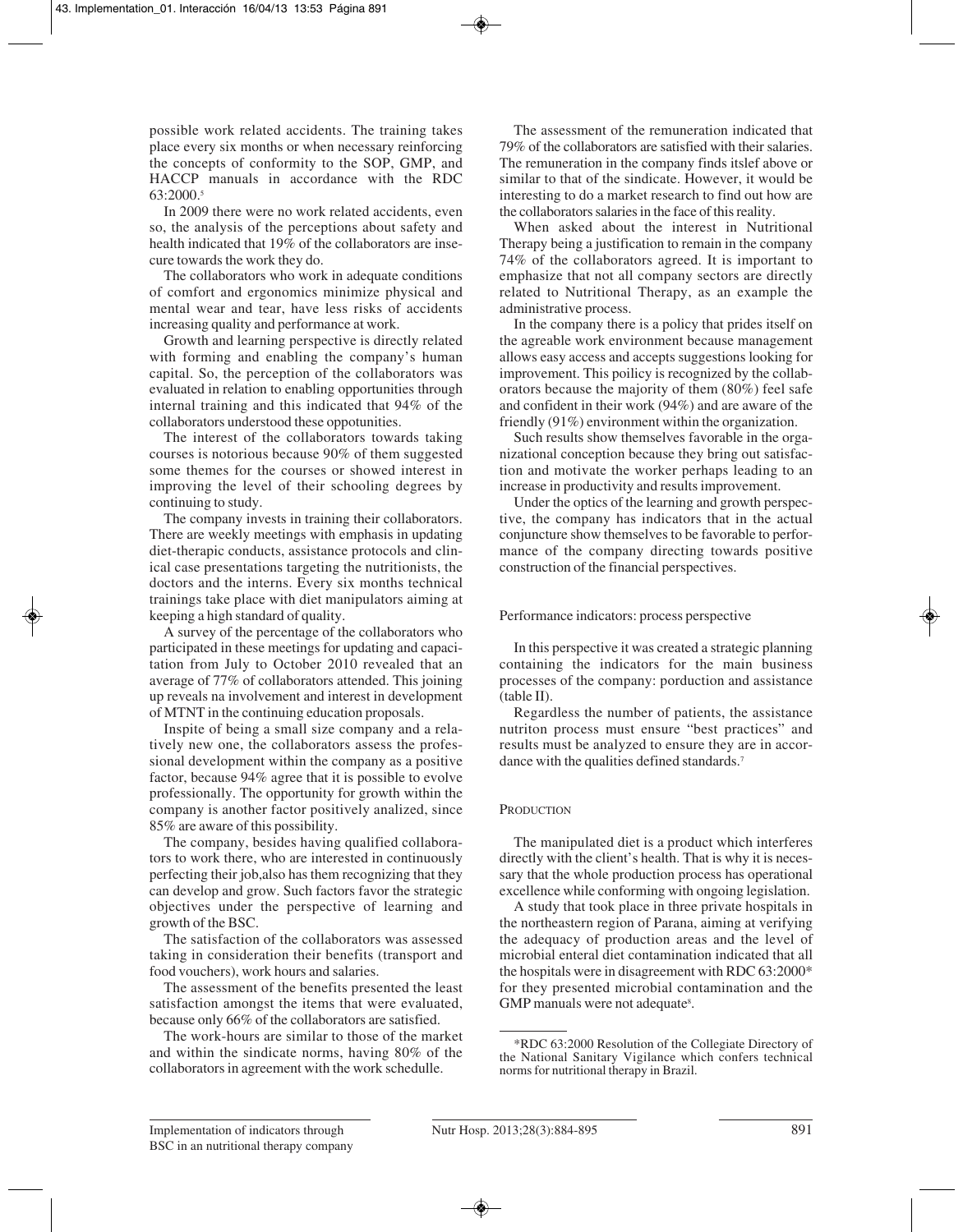possible work related accidents. The training takes place every six months or when necessary reinforcing the concepts of conformity to the SOP, GMP, and HACCP manuals in accordance with the RDC 63:2000.[5]

In 2009 there were no work related accidents, even so, the analysis of the perceptions about safety and health indicated that 19% of the collaborators are insecure towards the work they do.

The collaborators who work in adequate conditions of comfort and ergonomics minimize physical and mental wear and tear, have less risks of accidents increasing quality and performance at work.

Growth and learning perspective is directly related with forming and enabling the company's human capital. So, the perception of the collaborators was evaluated in relation to enabling opportunities through internal training and this indicated that 94% of the collaborators understood these oppotunities.

The interest of the collaborators towards taking courses is notorious because 90% of them suggested some themes for the courses or showed interest in improving the level of their schooling degrees by continuing to study.

The company invests in training their collaborators. There are weekly meetings with emphasis in updating diet-therapic conducts, assistance protocols and clinical case presentations targeting the nutritionists, the doctors and the interns. Every six months technical trainings take place with diet manipulators aiming at keeping a high standard of quality.

A survey of the percentage of the collaborators who participated in these meetings for updating and capacitation from July to October 2010 revealed that an average of 77% of collaborators attended. This joining up reveals na involvement and interest in development of MTNT in the continuing education proposals.

Inspite of being a small size company and a relatively new one, the collaborators assess the professional development within the company as a positive factor, because 94% agree that it is possible to evolve professionally. The opportunity for growth within the company is another factor positively analized, since 85% are aware of this possibility.

The company, besides having qualified collaborators to work there, who are interested in continuously perfecting their job,also has them recognizing that they can develop and grow. Such factors favor the strategic objectives under the perspective of learning and growth of the BSC.

The satisfaction of the collaborators was assessed taking in consideration their benefits (transport and food vouchers), work hours and salaries.

The assessment of the benefits presented the least satisfaction amongst the items that were evaluated, because only 66% of the collaborators are satisfied.

The work-hours are similar to those of the market and within the sindicate norms, having 80% of the collaborators in agreement with the work schedulle.

The assessment of the remuneration indicated that 79% of the collaborators are satisfied with their salaries. The remuneration in the company finds itslef above or similar to that of the sindicate. However, it would be interesting to do a market research to find out how are the collaborators salaries in the face of this reality.

When asked about the interest in Nutritional Therapy being a justification to remain in the company 74% of the collaborators agreed. It is important to emphasize that not all company sectors are directly related to Nutritional Therapy, as an example the administrative process.

In the company there is a policy that prides itself on the agreable work environment because management allows easy access and accepts suggestions looking for improvement. This poilicy is recognized by the collaborators because the majority of them (80%) feel safe and confident in their work (94%) and are aware of the friendly (91%) environment within the organization.

Such results show themselves favorable in the organizational conception because they bring out satisfaction and motivate the worker perhaps leading to an increase in productivity and results improvement.

Under the optics of the learning and growth perspective, the company has indicators that in the actual conjuncture show themselves to be favorable to performance of the company directing towards positive construction of the financial perspectives.

### Performance indicators: process perspective

In this perspective it was created a strategic planning containing the indicators for the main business processes of the company: porduction and assistance (table II).

Regardless the number of patients, the assistance nutriton process must ensure "best practices" and results must be analyzed to ensure they are in accordance with the qualities defined standards.[7]

#### Production

The manipulated diet is a product which interferes directly with the client's health. That is why it is necessary that the whole production process has operational excellence while conforming with ongoing legislation.

A study that took place in three private hospitals in the northeastern region of Parana, aiming at verifying the adequacy of production areas and the level of microbial enteral diet contamination indicated that all the hospitals were in disagreement with RDC 63:2000* for they presented microbial contamination and the GMP manuals were not adequate[8].

*RDC 63:2000 Resolution of the Collegiate Directory of the National Sanitary Vigilance which confers technical norms for nutritional therapy in Brazil.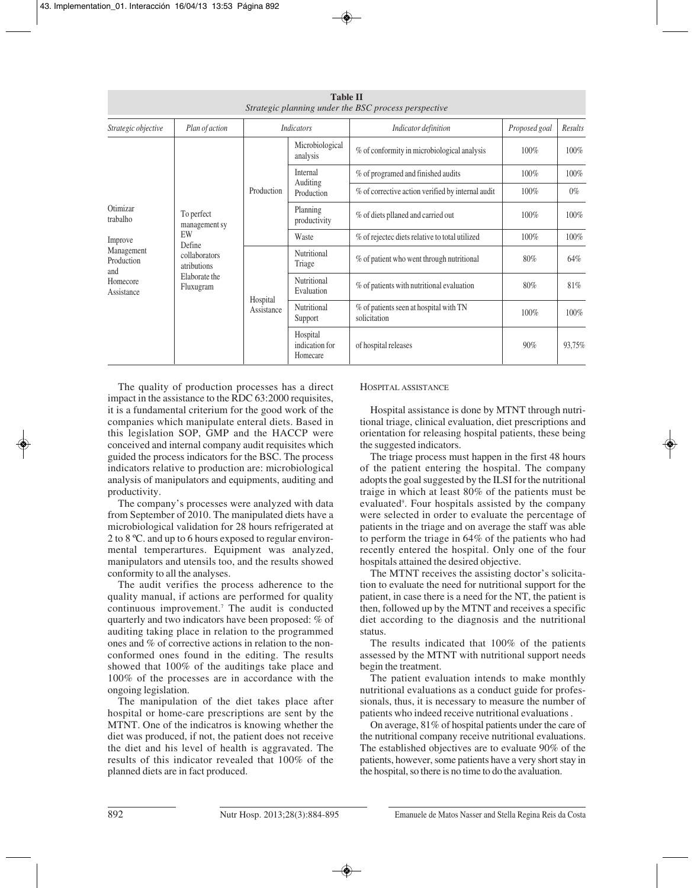**Table II**
*Strategic planning under the BSC process perspective*

| *Strategic objective* | *Plan of action* | *Indicators* | | *Indicator definition* | *Proposed goal* | *Results* |
|---|---|---|---|---|---|---|
| Otimizar trabalho<br>Improve Management Production and Homecore Assistance | To perfect management sy EW<br>Define collaborators atributions<br>Elaborate the Fluxugram | Production | Microbiological analysis | % of conformity in microbiological analysis | 100% | 100% |
| | | | Internal Auditing Production | % of programed and finished audits | 100% | 100% |
| | | | | % of corrective action verified by internal audit | 100% | 0% |
| | | | Planning productivity | % of diets plianed and carried out | 100% | 100% |
| | | | Waste | % of rejectec diets relative to total utilized | 100% | 100% |
| | | Hospital Assistance | Nutritional Triage | % of patient who went through nutritional | 80% | 64% |
| | | | Nutritional Evaluation | % of patients with nutritional evaluation | 80% | 81% |
| | | | Nutritional Support | % of patients seen at hospital with TN solicitation | 100% | 100% |
| | | | Hospital indication for Homecare | of hospital releases | 90% | 93,75% |

The quality of production processes has a direct impact in the assistance to the RDC 63:2000 requisites, it is a fundamental criterium for the good work of the companies which manipulate enteral diets. Based in this legislation SOP, GMP and the HACCP were conceived and internal company audit requisites which guided the process indicators for the BSC. The process indicators relative to production are: microbiological analysis of manipulators and equipments, auditing and productivity.

The company's processes were analyzed with data from September of 2010. The manipulated diets have a microbiological validation for 28 hours refrigerated at 2 to 8 ºC. and up to 6 hours exposed to regular environmental temperartures. Equipment was analyzed, manipulators and utensils too, and the results showed conformity to all the analyses.

The audit verifies the process adherence to the quality manual, if actions are performed for quality continuous improvement.[7] The audit is conducted quarterly and two indicators have been proposed: % of auditing taking place in relation to the programmed ones and % of corrective actions in relation to the nonconformed ones found in the editing. The results showed that 100% of the auditings take place and 100% of the processes are in accordance with the ongoing legislation.

The manipulation of the diet takes place after hospital or home-care prescriptions are sent by the MTNT. One of the indicatros is knowing whether the diet was produced, if not, the patient does not receive the diet and his level of health is aggravated. The results of this indicator revealed that 100% of the planned diets are in fact produced.

### Hospital assistance

Hospital assistance is done by MTNT through nutritional triage, clinical evaluation, diet prescriptions and orientation for releasing hospital patients, these being the suggested indicators.

The triage process must happen in the first 48 hours of the patient entering the hospital. The company adopts the goal suggested by the ILSI for the nutritional traige in which at least 80% of the patients must be evaluated[9]. Four hospitals assisted by the company were selected in order to evaluate the percentage of patients in the triage and on average the staff was able to perform the triage in 64% of the patients who had recently entered the hospital. Only one of the four hospitals attained the desired objective.

The MTNT receives the assisting doctor's solicitation to evaluate the need for nutritional support for the patient, in case there is a need for the NT, the patient is then, followed up by the MTNT and receives a specific diet according to the diagnosis and the nutritional status.

The results indicated that 100% of the patients assessed by the MTNT with nutritional support needs begin the treatment.

The patient evaluation intends to make monthly nutritional evaluations as a conduct guide for professionals, thus, it is necessary to measure the number of patients who indeed receive nutritional evaluations .

On average, 81% of hospital patients under the care of the nutritional company receive nutritional evaluations. The established objectives are to evaluate 90% of the patients, however, some patients have a very short stay in the hospital, so there is no time to do the avaluation.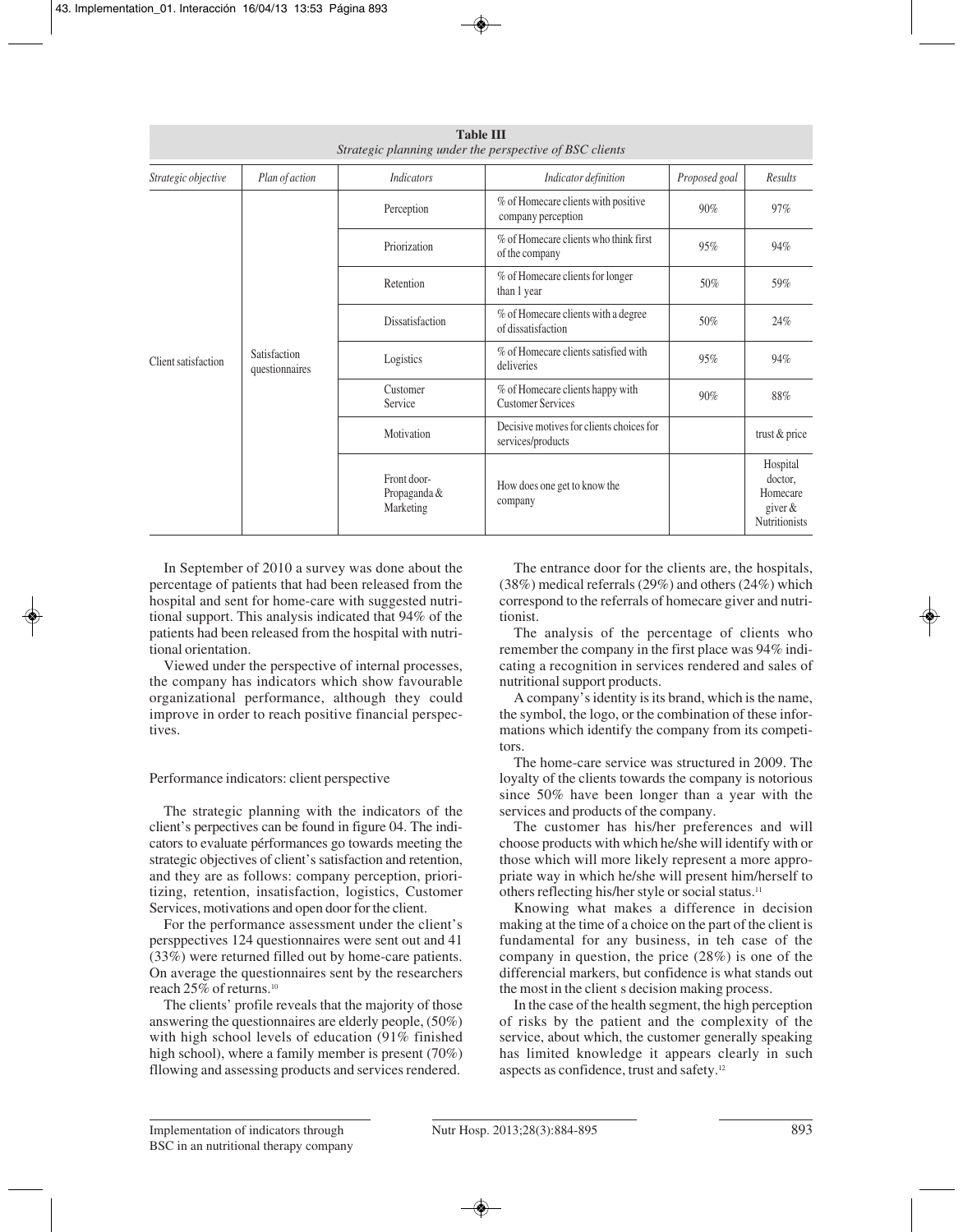**Table III**
*Strategic planning under the perspective of BSC clients*

| *Strategic objective* | *Plan of action* | *Indicators* | *Indicator definition* | *Proposed goal* | *Results* |
|---|---|---|---|---|---|
| Client satisfaction | Satisfaction questionnaires | Perception | % of Homecare clients with positive company perception | 90% | 97% |
| | | Priorization | % of Homecare clients who think first of the company | 95% | 94% |
| | | Retention | % of Homecare clients for longer than 1 year | 50% | 59% |
| | | Dissatisfaction | % of Homecare clients with a degree of dissatisfaction | 50% | 24% |
| | | Logistics | % of Homecare clients satisfied with deliveries | 95% | 94% |
| | | Customer Service | % of Homecare clients happy with Customer Services | 90% | 88% |
| | | Motivation | Decisive motives for clients choices for services/products | | trust & price |
| | | Front door-Propaganda & Marketing | How does one get to know the company | | Hospital doctor, Homecare giver & Nutritionists |

In September of 2010 a survey was done about the percentage of patients that had been released from the hospital and sent for home-care with suggested nutritional support. This analysis indicated that 94% of the patients had been released from the hospital with nutritional orientation.

Viewed under the perspective of internal processes, the company has indicators which show favourable organizational performance, although they could improve in order to reach positive financial perspectives.

Performance indicators: client perspective

The strategic planning with the indicators of the client's perpectives can be found in figure 04. The indicators to evaluate pérformances go towards meeting the strategic objectives of client's satisfaction and retention, and they are as follows: company perception, prioritizing, retention, insatisfaction, logistics, Customer Services, motivations and open door for the client.

For the performance assessment under the client's persppectives 124 questionnaires were sent out and 41 (33%) were returned filled out by home-care patients. On average the questionnaires sent by the researchers reach 25% of returns.[10]

The clients' profile reveals that the majority of those answering the questionnaires are elderly people, (50%) with high school levels of education (91% finished high school), where a family member is present (70%) fllowing and assessing products and services rendered.

The entrance door for the clients are, the hospitals, (38%) medical referrals (29%) and others (24%) which correspond to the referrals of homecare giver and nutritionist.

The analysis of the percentage of clients who remember the company in the first place was 94% indicating a recognition in services rendered and sales of nutritional support products.

A company's identity is its brand, which is the name, the symbol, the logo, or the combination of these informations which identify the company from its competitors.

The home-care service was structured in 2009. The loyalty of the clients towards the company is notorious since 50% have been longer than a year with the services and products of the company.

The customer has his/her preferences and will choose products with which he/she will identify with or those which will more likely represent a more appropriate way in which he/she will present him/herself to others reflecting his/her style or social status.[11]

Knowing what makes a difference in decision making at the time of a choice on the part of the client is fundamental for any business, in teh case of the company in question, the price (28%) is one of the differencial markers, but confidence is what stands out the most in the client s decision making process.

In the case of the health segment, the high perception of risks by the patient and the complexity of the service, about which, the customer generally speaking has limited knowledge it appears clearly in such aspects as confidence, trust and safety.[12]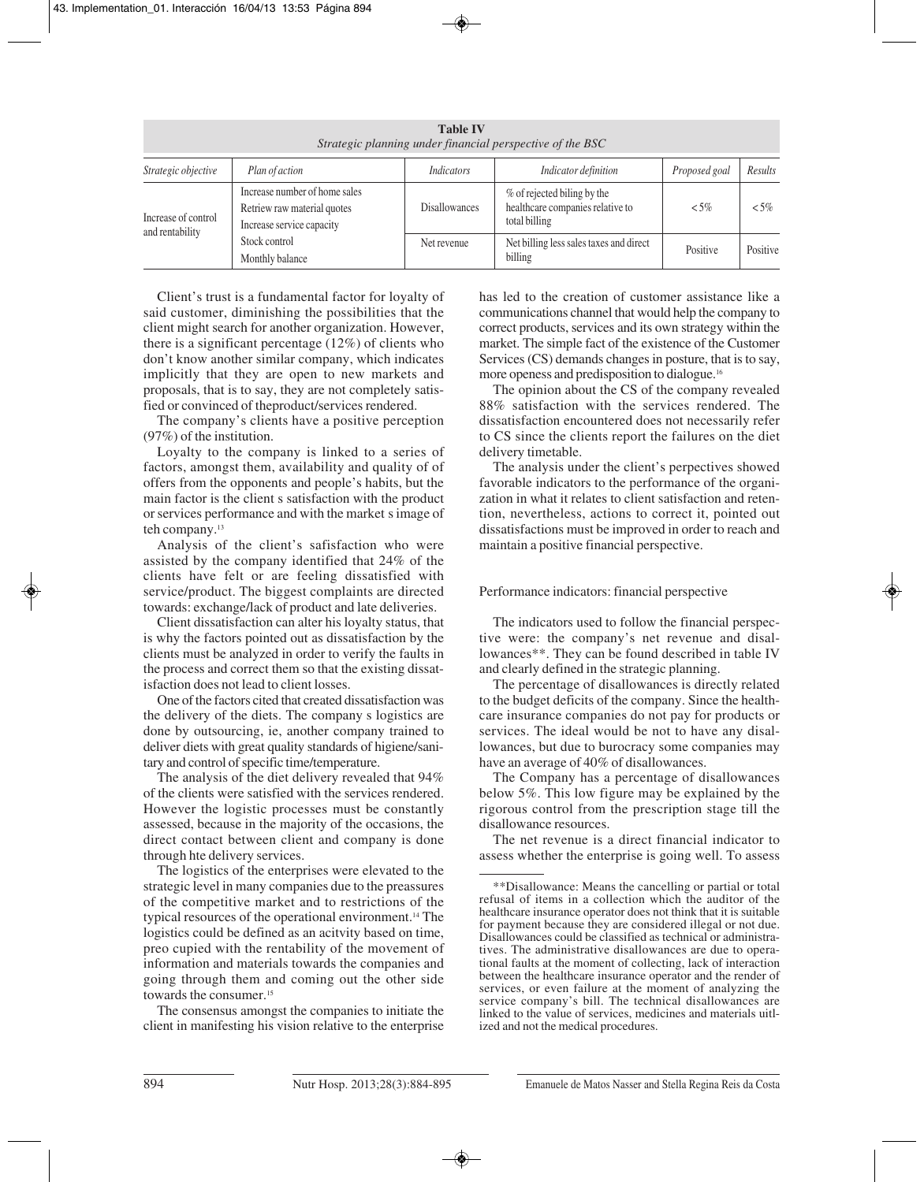**Table IV**
*Strategic planning under financial perspective of the BSC*

| *Strategic objective* | *Plan of action* | *Indicators* | *Indicator definition* | *Proposed goal* | *Results* |
|---|---|---|---|---|---|
| Increase of control and rentability | Increase number of home sales<br>Retriew raw material quotes<br>Increase service capacity | Disallowances | % of rejected biling by the healthcare companies relative to total billing | < 5% | < 5% |
| | Stock control<br>Monthly balance | Net revenue | Net billing less sales taxes and direct billing | Positive | Positive |

Client's trust is a fundamental factor for loyalty of said customer, diminishing the possibilities that the client might search for another organization. However, there is a significant percentage (12%) of clients who don't know another similar company, which indicates implicitly that they are open to new markets and proposals, that is to say, they are not completely satisfied or convinced of theproduct/services rendered.

The company's clients have a positive perception (97%) of the institution.

Loyalty to the company is linked to a series of factors, amongst them, availability and quality of of offers from the opponents and people's habits, but the main factor is the client s satisfaction with the product or services performance and with the market s image of teh company.[13]

Analysis of the client's safisfaction who were assisted by the company identified that 24% of the clients have felt or are feeling dissatisfied with service/product. The biggest complaints are directed towards: exchange/lack of product and late deliveries.

Client dissatisfaction can alter his loyalty status, that is why the factors pointed out as dissatisfaction by the clients must be analyzed in order to verify the faults in the process and correct them so that the existing dissatisfaction does not lead to client losses.

One of the factors cited that created dissatisfaction was the delivery of the diets. The company s logistics are done by outsourcing, ie, another company trained to deliver diets with great quality standards of higiene/sanitary and control of specific time/temperature.

The analysis of the diet delivery revealed that 94% of the clients were satisfied with the services rendered. However the logistic processes must be constantly assessed, because in the majority of the occasions, the direct contact between client and company is done through hte delivery services.

The logistics of the enterprises were elevated to the strategic level in many companies due to the preassures of the competitive market and to restrictions of the typical resources of the operational environment.[14] The logistics could be defined as an acitvity based on time, preo cupied with the rentability of the movement of information and materials towards the companies and going through them and coming out the other side towards the consumer.[15]

The consensus amongst the companies to initiate the client in manifesting his vision relative to the enterprise has led to the creation of customer assistance like a communications channel that would help the company to correct products, services and its own strategy within the market. The simple fact of the existence of the Customer Services (CS) demands changes in posture, that is to say, more openess and predisposition to dialogue.[16]

The opinion about the CS of the company revealed 88% satisfaction with the services rendered. The dissatisfaction encountered does not necessarily refer to CS since the clients report the failures on the diet delivery timetable.

The analysis under the client's perpectives showed favorable indicators to the performance of the organization in what it relates to client satisfaction and retention, nevertheless, actions to correct it, pointed out dissatisfactions must be improved in order to reach and maintain a positive financial perspective.

## Performance indicators: financial perspective

The indicators used to follow the financial perspective were: the company's net revenue and disallowances**. They can be found described in table IV and clearly defined in the strategic planning.

The percentage of disallowances is directly related to the budget deficits of the company. Since the healthcare insurance companies do not pay for products or services. The ideal would be not to have any disallowances, but due to burocracy some companies may have an average of 40% of disallowances.

The Company has a percentage of disallowances below 5%. This low figure may be explained by the rigorous control from the prescription stage till the disallowance resources.

The net revenue is a direct financial indicator to assess whether the enterprise is going well. To assess

**Disallowance: Means the cancelling or partial or total refusal of items in a collection which the auditor of the healthcare insurance operator does not think that it is suitable for payment because they are considered illegal or not due. Disallowances could be classified as technical or administratives. The administrative disallowances are due to operational faults at the moment of collecting, lack of interaction between the healthcare insurance operator and the render of services, or even failure at the moment of analyzing the service company's bill. The technical disallowances are linked to the value of services, medicines and materials uitlized and not the medical procedures.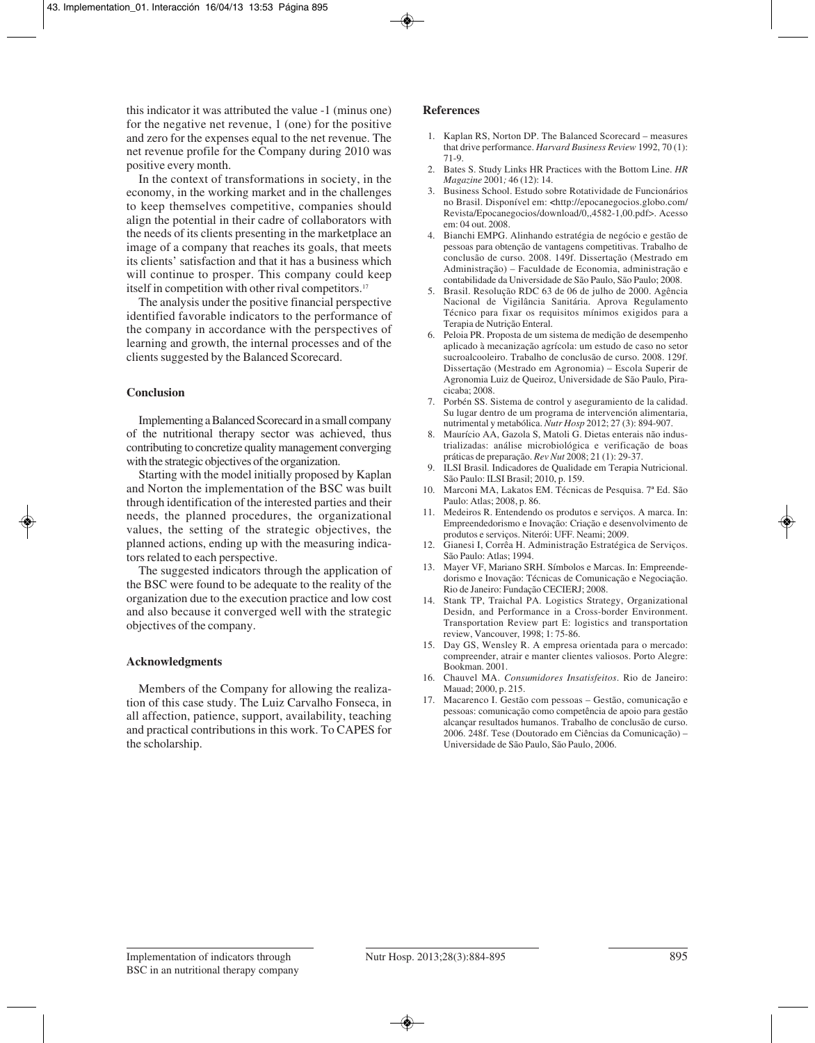this indicator it was attributed the value -1 (minus one) for the negative net revenue, 1 (one) for the positive and zero for the expenses equal to the net revenue. The net revenue profile for the Company during 2010 was positive every month.

In the context of transformations in society, in the economy, in the working market and in the challenges to keep themselves competitive, companies should align the potential in their cadre of collaborators with the needs of its clients presenting in the marketplace an image of a company that reaches its goals, that meets its clients' satisfaction and that it has a business which will continue to prosper. This company could keep itself in competition with other rival competitors.[17]

The analysis under the positive financial perspective identified favorable indicators to the performance of the company in accordance with the perspectives of learning and growth, the internal processes and of the clients suggested by the Balanced Scorecard.

## Conclusion

Implementing a Balanced Scorecard in a small company of the nutritional therapy sector was achieved, thus contributing to concretize quality management converging with the strategic objectives of the organization.

Starting with the model initially proposed by Kaplan and Norton the implementation of the BSC was built through identification of the interested parties and their needs, the planned procedures, the organizational values, the setting of the strategic objectives, the planned actions, ending up with the measuring indicators related to each perspective.

The suggested indicators through the application of the BSC were found to be adequate to the reality of the organization due to the execution practice and low cost and also because it converged well with the strategic objectives of the company.

## Acknowledgments

Members of the Company for allowing the realization of this case study. The Luiz Carvalho Fonseca, in all affection, patience, support, availability, teaching and practical contributions in this work. To CAPES for the scholarship.

## References

1. Kaplan RS, Norton DP. The Balanced Scorecard – measures that drive performance. *Harvard Business Review* 1992, 70 (1): 71-9.
2. Bates S. Study Links HR Practices with the Bottom Line. *HR Magazine* 2001*;* 46 (12): 14.
3. Business School. Estudo sobre Rotatividade de Funcionários no Brasil. Disponível em: <http://epocanegocios.globo.com/Revista/Epocanegocios/download/0,,4582-1,00.pdf>. Acesso em: 04 out. 2008.
4. Bianchi EMPG. Alinhando estratégia de negócio e gestão de pessoas para obtenção de vantagens competitivas. Trabalho de conclusão de curso. 2008. 149f. Dissertação (Mestrado em Administração) – Faculdade de Economia, administração e contabilidade da Universidade de São Paulo, São Paulo; 2008.
5. Brasil. Resolução RDC 63 de 06 de julho de 2000. Agência Nacional de Vigilância Sanitária. Aprova Regulamento Técnico para fixar os requisitos mínimos exigidos para a Terapia de Nutrição Enteral.
6. Peloia PR. Proposta de um sistema de medição de desempenho aplicado à mecanização agrícola: um estudo de caso no setor sucroalcooleiro. Trabalho de conclusão de curso. 2008. 129f. Dissertação (Mestrado em Agronomia) – Escola Superir de Agronomia Luiz de Queiroz, Universidade de São Paulo, Piracicaba; 2008.
7. Porbén SS. Sistema de control y aseguramiento de la calidad. Su lugar dentro de un programa de intervención alimentaria, nutrimental y metabólica. *Nutr Hosp* 2012; 27 (3): 894-907.
8. Maurício AA, Gazola S, Matoli G. Dietas enterais não industrializadas: análise microbiológica e verificação de boas práticas de preparação. *Rev Nut* 2008; 21 (1): 29-37.
9. ILSI Brasil. Indicadores de Qualidade em Terapia Nutricional. São Paulo: ILSI Brasil; 2010, p. 159.
10. Marconi MA, Lakatos EM. Técnicas de Pesquisa. 7ª Ed. São Paulo: Atlas; 2008, p. 86.
11. Medeiros R. Entendendo os produtos e serviços. A marca. In: Empreendedorismo e Inovação: Criação e desenvolvimento de produtos e serviços. Niterói: UFF. Neami; 2009.
12. Gianesi I, Corrêa H. Administração Estratégica de Serviços. São Paulo: Atlas; 1994.
13. Mayer VF, Mariano SRH. Símbolos e Marcas. In: Empreendedorismo e Inovação: Técnicas de Comunicação e Negociação. Rio de Janeiro: Fundação CECIERJ; 2008.
14. Stank TP, Traichal PA. Logistics Strategy, Organizational Desidn, and Performance in a Cross-border Environment. Transportation Review part E: logistics and transportation review, Vancouver, 1998; 1: 75-86.
15. Day GS, Wensley R. A empresa orientada para o mercado: compreender, atrair e manter clientes valiosos. Porto Alegre: Bookman. 2001.
16. Chauvel MA. *Consumidores Insatisfeitos*. Rio de Janeiro: Mauad; 2000, p. 215.
17. Macarenco I. Gestão com pessoas – Gestão, comunicação e pessoas: comunicação como competência de apoio para gestão alcançar resultados humanos. Trabalho de conclusão de curso. 2006. 248f. Tese (Doutorado em Ciências da Comunicação) – Universidade de São Paulo, São Paulo, 2006.